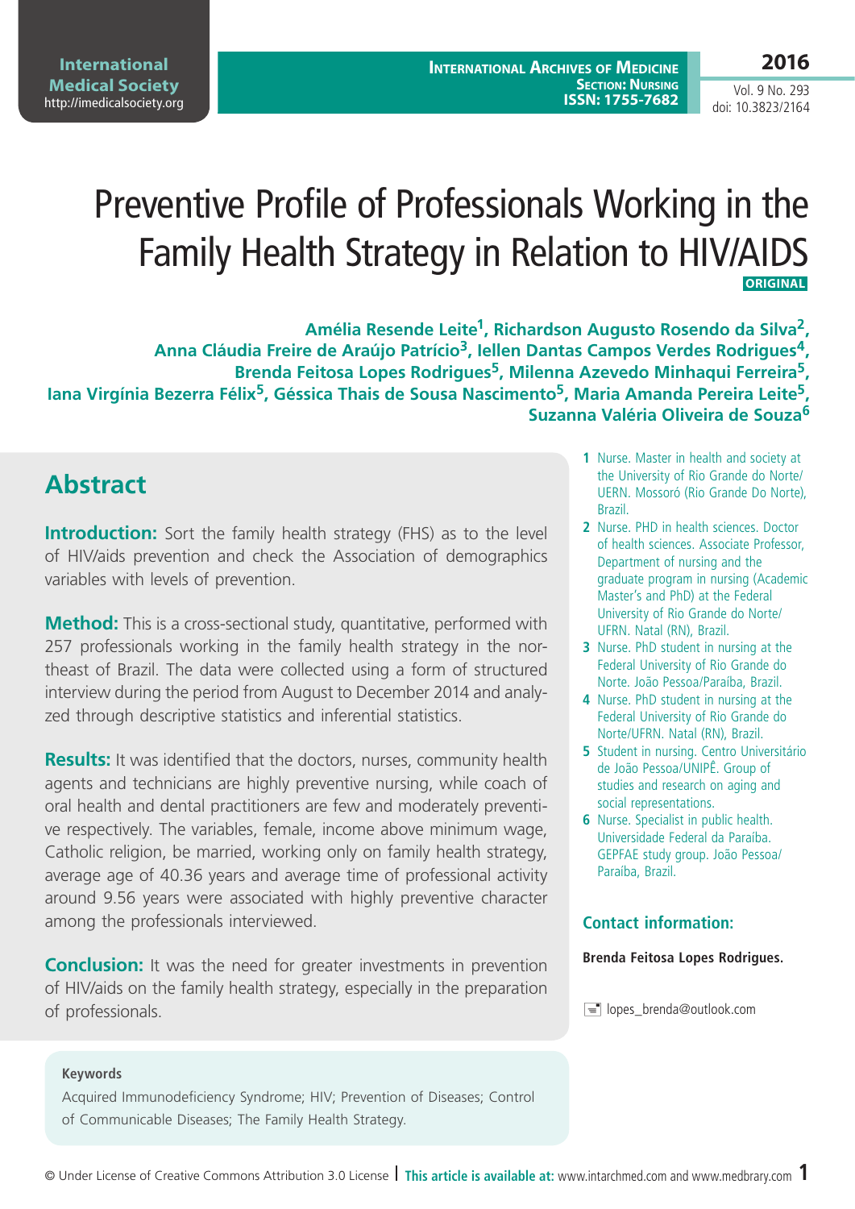# Preventive Profile of Professionals Working in the Family Health Strategy in Relation to HIV/AIDS

**ORIGINAL**

**Amélia Resende Leite[1], Richardson Augusto Rosendo da Silva[2], Anna Cláudia Freire de Araújo Patrício[3], Iellen Dantas Campos Verdes Rodrigues[4], Brenda Feitosa Lopes Rodrigues[5], Milenna Azevedo Minhaqui Ferreira[5], Iana Virgínia Bezerra Félix[5], Géssica Thais de Sousa Nascimento[5], Maria Amanda Pereira Leite[5], Suzanna Valéria Oliveira de Souza[6]**

1 Nurse. Master in health and society at the University of Rio Grande do Norte/ UERN. Mossoró (Rio Grande Do Norte), Brazil.

2 Nurse. PHD in health sciences. Doctor of health sciences. Associate Professor, Department of nursing and the graduate program in nursing (Academic Master's and PhD) at the Federal University of Rio Grande do Norte/ UFRN. Natal (RN), Brazil.

3 Nurse. PhD student in nursing at the Federal University of Rio Grande do Norte. João Pessoa/Paraíba, Brazil.

4 Nurse. PhD student in nursing at the Federal University of Rio Grande do Norte/UFRN. Natal (RN), Brazil.

5 Student in nursing. Centro Universitário de João Pessoa/UNIPÊ. Group of studies and research on aging and social representations.

6 Nurse. Specialist in public health. Universidade Federal da Paraíba. GEPFAE study group. João Pessoa/ Paraíba, Brazil.

### Contact information:

**Brenda Feitosa Lopes Rodrigues.**

lopes_brenda@outlook.com

## Abstract

**Introduction:** Sort the family health strategy (FHS) as to the level of HIV/aids prevention and check the Association of demographics variables with levels of prevention.

**Method:** This is a cross-sectional study, quantitative, performed with 257 professionals working in the family health strategy in the northeast of Brazil. The data were collected using a form of structured interview during the period from August to December 2014 and analyzed through descriptive statistics and inferential statistics.

**Results:** It was identified that the doctors, nurses, community health agents and technicians are highly preventive nursing, while coach of oral health and dental practitioners are few and moderately preventive respectively. The variables, female, income above minimum wage, Catholic religion, be married, working only on family health strategy, average age of 40.36 years and average time of professional activity around 9.56 years were associated with highly preventive character among the professionals interviewed.

**Conclusion:** It was the need for greater investments in prevention of HIV/aids on the family health strategy, especially in the preparation of professionals.

**Keywords**

Acquired Immunodeficiency Syndrome; HIV; Prevention of Diseases; Control of Communicable Diseases; The Family Health Strategy.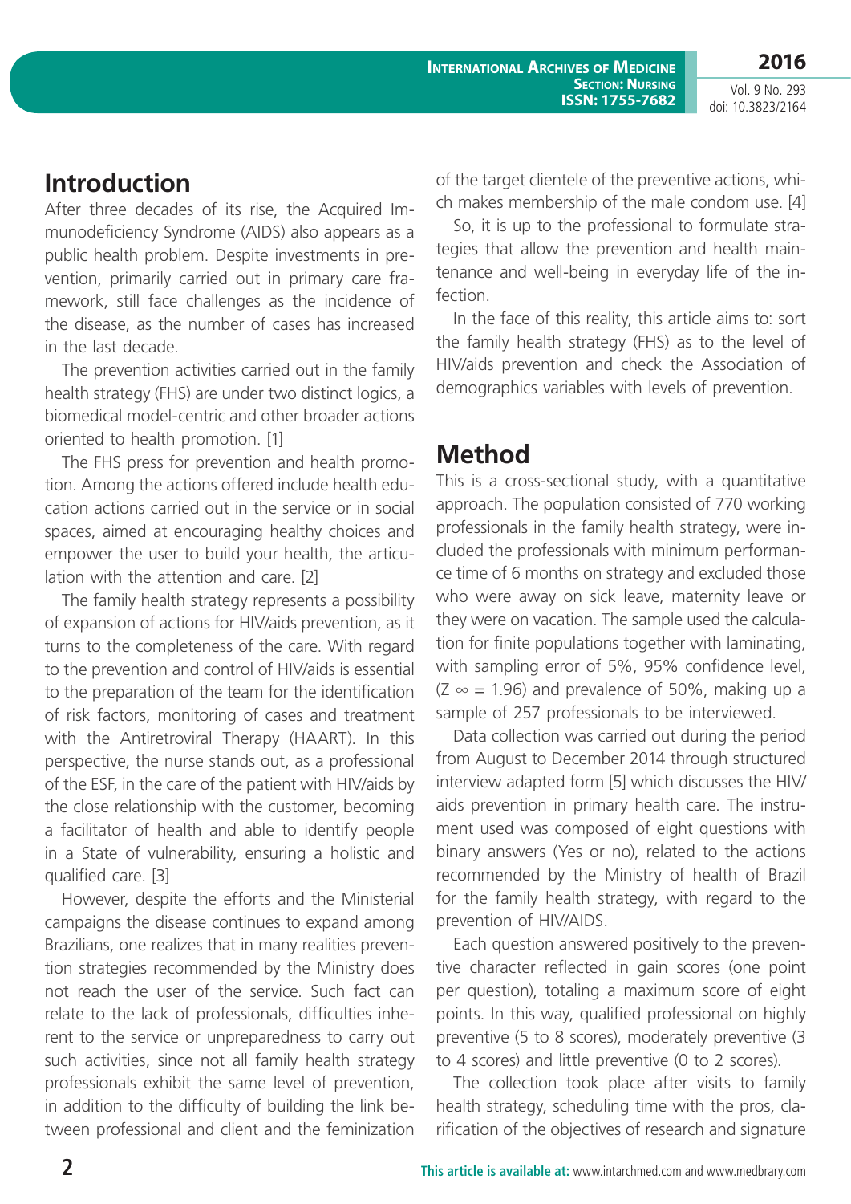## Introduction

After three decades of its rise, the Acquired Immunodeficiency Syndrome (AIDS) also appears as a public health problem. Despite investments in prevention, primarily carried out in primary care framework, still face challenges as the incidence of the disease, as the number of cases has increased in the last decade.

The prevention activities carried out in the family health strategy (FHS) are under two distinct logics, a biomedical model-centric and other broader actions oriented to health promotion. [1]

The FHS press for prevention and health promotion. Among the actions offered include health education actions carried out in the service or in social spaces, aimed at encouraging healthy choices and empower the user to build your health, the articulation with the attention and care. [2]

The family health strategy represents a possibility of expansion of actions for HIV/aids prevention, as it turns to the completeness of the care. With regard to the prevention and control of HIV/aids is essential to the preparation of the team for the identification of risk factors, monitoring of cases and treatment with the Antiretroviral Therapy (HAART). In this perspective, the nurse stands out, as a professional of the ESF, in the care of the patient with HIV/aids by the close relationship with the customer, becoming a facilitator of health and able to identify people in a State of vulnerability, ensuring a holistic and qualified care. [3]

However, despite the efforts and the Ministerial campaigns the disease continues to expand among Brazilians, one realizes that in many realities prevention strategies recommended by the Ministry does not reach the user of the service. Such fact can relate to the lack of professionals, difficulties inherent to the service or unpreparedness to carry out such activities, since not all family health strategy professionals exhibit the same level of prevention, in addition to the difficulty of building the link between professional and client and the feminization of the target clientele of the preventive actions, which makes membership of the male condom use. [4]

So, it is up to the professional to formulate strategies that allow the prevention and health maintenance and well-being in everyday life of the infection.

In the face of this reality, this article aims to: sort the family health strategy (FHS) as to the level of HIV/aids prevention and check the Association of demographics variables with levels of prevention.

## Method

This is a cross-sectional study, with a quantitative approach. The population consisted of 770 working professionals in the family health strategy, were included the professionals with minimum performance time of 6 months on strategy and excluded those who were away on sick leave, maternity leave or they were on vacation. The sample used the calculation for finite populations together with laminating, with sampling error of 5%, 95% confidence level, ($Z \infty = 1.96$) and prevalence of 50%, making up a sample of 257 professionals to be interviewed.

Data collection was carried out during the period from August to December 2014 through structured interview adapted form [5] which discusses the HIV/aids prevention in primary health care. The instrument used was composed of eight questions with binary answers (Yes or no), related to the actions recommended by the Ministry of health of Brazil for the family health strategy, with regard to the prevention of HIV/AIDS.

Each question answered positively to the preventive character reflected in gain scores (one point per question), totaling a maximum score of eight points. In this way, qualified professional on highly preventive (5 to 8 scores), moderately preventive (3 to 4 scores) and little preventive (0 to 2 scores).

The collection took place after visits to family health strategy, scheduling time with the pros, clarification of the objectives of research and signature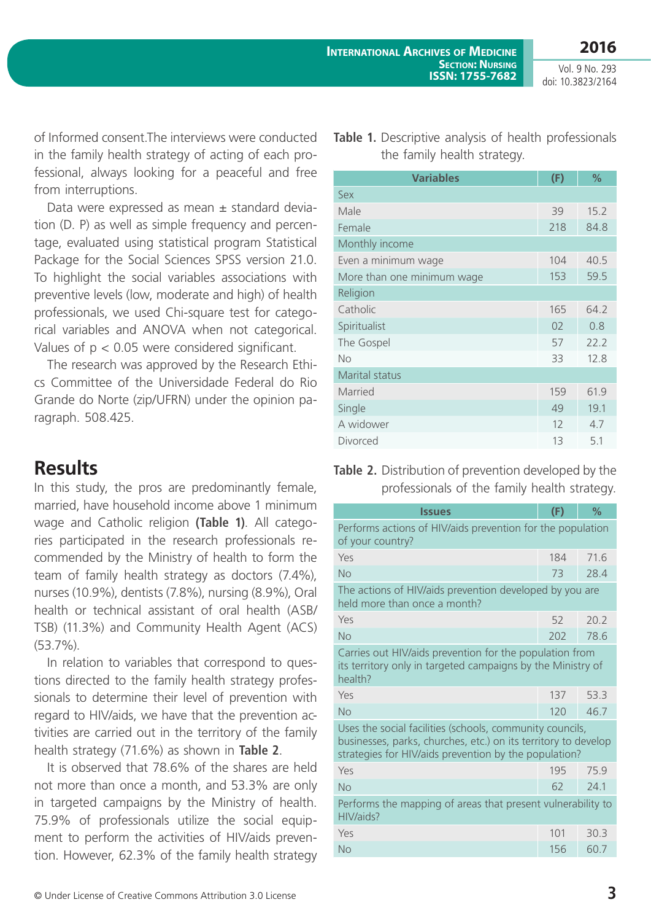of Informed consent.The interviews were conducted in the family health strategy of acting of each professional, always looking for a peaceful and free from interruptions.

Data were expressed as mean ± standard deviation (D. P) as well as simple frequency and percentage, evaluated using statistical program Statistical Package for the Social Sciences SPSS version 21.0. To highlight the social variables associations with preventive levels (low, moderate and high) of health professionals, we used Chi-square test for categorical variables and ANOVA when not categorical. Values of $p < 0.05$ were considered significant.

The research was approved by the Research Ethics Committee of the Universidade Federal do Rio Grande do Norte (zip/UFRN) under the opinion paragraph. 508.425.

## Results

In this study, the pros are predominantly female, married, have household income above 1 minimum wage and Catholic religion **(Table 1)**. All categories participated in the research professionals recommended by the Ministry of health to form the team of family health strategy as doctors (7.4%), nurses (10.9%), dentists (7.8%), nursing (8.9%), Oral health or technical assistant of oral health (ASB/TSB) (11.3%) and Community Health Agent (ACS) (53.7%).

In relation to variables that correspond to questions directed to the family health strategy professionals to determine their level of prevention with regard to HIV/aids, we have that the prevention activities are carried out in the territory of the family health strategy (71.6%) as shown in **Table 2**.

It is observed that 78.6% of the shares are held not more than once a month, and 53.3% are only in targeted campaigns by the Ministry of health. 75.9% of professionals utilize the social equipment to perform the activities of HIV/aids prevention. However, 62.3% of the family health strategy

**Table 1.** Descriptive analysis of health professionals the family health strategy.

| Variables | (F) | % |
|---|---|---|
| Sex | | |
| Male | 39 | 15.2 |
| Female | 218 | 84.8 |
| Monthly income | | |
| Even a minimum wage | 104 | 40.5 |
| More than one minimum wage | 153 | 59.5 |
| Religion | | |
| Catholic | 165 | 64.2 |
| Spiritualist | 02 | 0.8 |
| The Gospel | 57 | 22.2 |
| No | 33 | 12.8 |
| Marital status | | |
| Married | 159 | 61.9 |
| Single | 49 | 19.1 |
| A widower | 12 | 4.7 |
| Divorced | 13 | 5.1 |

**Table 2.** Distribution of prevention developed by the professionals of the family health strategy.

| Issues | (F) | % |
|---|---|---|
| Performs actions of HIV/aids prevention for the population of your country? | | |
| Yes | 184 | 71.6 |
| No | 73 | 28.4 |
| The actions of HIV/aids prevention developed by you are held more than once a month? | | |
| Yes | 52 | 20.2 |
| No | 202 | 78.6 |
| Carries out HIV/aids prevention for the population from its territory only in targeted campaigns by the Ministry of health? | | |
| Yes | 137 | 53.3 |
| No | 120 | 46.7 |
| Uses the social facilities (schools, community councils, businesses, parks, churches, etc.) on its territory to develop strategies for HIV/aids prevention by the population? | | |
| Yes | 195 | 75.9 |
| No | 62 | 24.1 |
| Performs the mapping of areas that present vulnerability to HIV/aids? | | |
| Yes | 101 | 30.3 |
| No | 156 | 60.7 |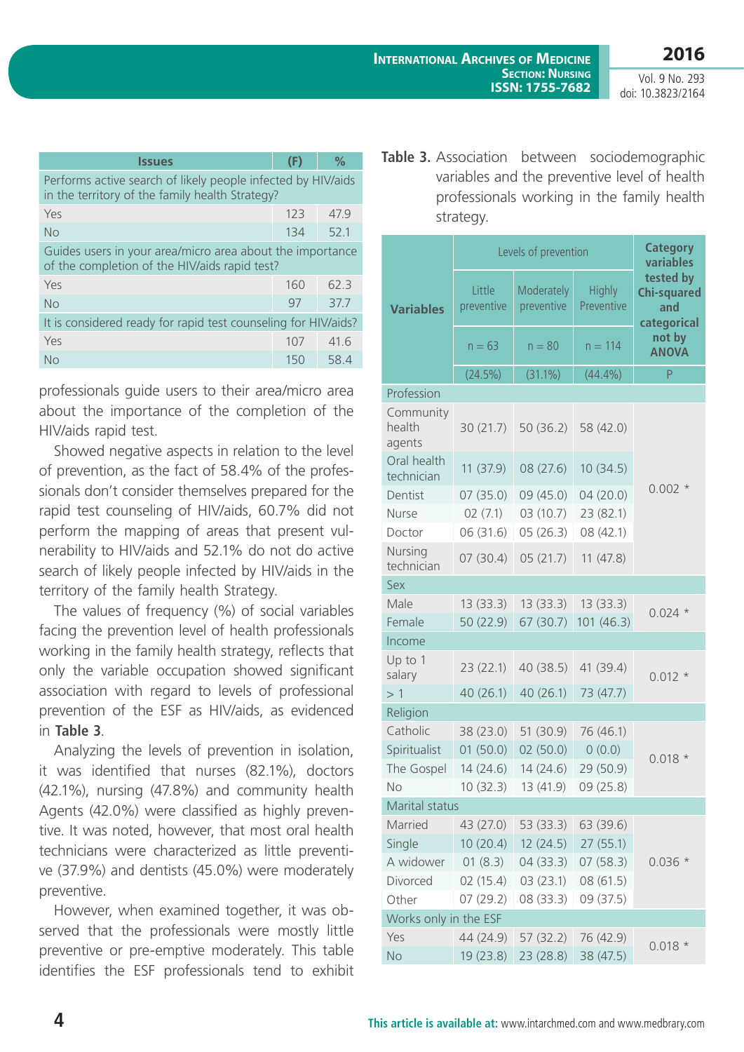| Issues | (F) | % |
|---|---|---|
| Performs active search of likely people infected by HIV/aids in the territory of the family health Strategy? | | |
| Yes | 123 | 47.9 |
| No | 134 | 52.1 |
| Guides users in your area/micro area about the importance of the completion of the HIV/aids rapid test? | | |
| Yes | 160 | 62.3 |
| No | 97 | 37.7 |
| It is considered ready for rapid test counseling for HIV/aids? | | |
| Yes | 107 | 41.6 |
| No | 150 | 58.4 |

professionals guide users to their area/micro area about the importance of the completion of the HIV/aids rapid test.

Showed negative aspects in relation to the level of prevention, as the fact of 58.4% of the professionals don't consider themselves prepared for the rapid test counseling of HIV/aids, 60.7% did not perform the mapping of areas that present vulnerability to HIV/aids and 52.1% do not do active search of likely people infected by HIV/aids in the territory of the family health Strategy.

The values of frequency (%) of social variables facing the prevention level of health professionals working in the family health strategy, reflects that only the variable occupation showed significant association with regard to levels of professional prevention of the ESF as HIV/aids, as evidenced in **Table 3**.

Analyzing the levels of prevention in isolation, it was identified that nurses (82.1%), doctors (42.1%), nursing (47.8%) and community health Agents (42.0%) were classified as highly preventive. It was noted, however, that most oral health technicians were characterized as little preventive (37.9%) and dentists (45.0%) were moderately preventive.

However, when examined together, it was observed that the professionals were mostly little preventive or pre-emptive moderately. This table identifies the ESF professionals tend to exhibit

**Table 3.** Association between sociodemographic variables and the preventive level of health professionals working in the family health strategy.

| Variables | Levels of prevention | | | Category variables tested by Chi-squared and categorical not by ANOVA |
|---|---|---|---|---|
| | Little preventive | Moderately preventive | Highly Preventive | |
| | n = 63 | n = 80 | n = 114 | |
| | (24.5%) | (31.1%) | (44.4%) | P |
| **Profession** | | | | |
| Community health agents | 30 (21.7) | 50 (36.2) | 58 (42.0) | 0.002 * |
| Oral health technician | 11 (37.9) | 08 (27.6) | 10 (34.5) | |
| Dentist | 07 (35.0) | 09 (45.0) | 04 (20.0) | |
| Nurse | 02 (7.1) | 03 (10.7) | 23 (82.1) | |
| Doctor | 06 (31.6) | 05 (26.3) | 08 (42.1) | |
| Nursing technician | 07 (30.4) | 05 (21.7) | 11 (47.8) | |
| **Sex** | | | | |
| Male | 13 (33.3) | 13 (33.3) | 13 (33.3) | 0.024 * |
| Female | 50 (22.9) | 67 (30.7) | 101 (46.3) | |
| **Income** | | | | |
| Up to 1 salary | 23 (22.1) | 40 (38.5) | 41 (39.4) | 0.012 * |
| > 1 | 40 (26.1) | 40 (26.1) | 73 (47.7) | |
| **Religion** | | | | |
| Catholic | 38 (23.0) | 51 (30.9) | 76 (46.1) | 0.018 * |
| Spiritualist | 01 (50.0) | 02 (50.0) | 0 (0.0) | |
| The Gospel | 14 (24.6) | 14 (24.6) | 29 (50.9) | |
| No | 10 (32.3) | 13 (41.9) | 09 (25.8) | |
| **Marital status** | | | | |
| Married | 43 (27.0) | 53 (33.3) | 63 (39.6) | 0.036 * |
| Single | 10 (20.4) | 12 (24.5) | 27 (55.1) | |
| A widower | 01 (8.3) | 04 (33.3) | 07 (58.3) | |
| Divorced | 02 (15.4) | 03 (23.1) | 08 (61.5) | |
| Other | 07 (29.2) | 08 (33.3) | 09 (37.5) | |
| **Works only in the ESF** | | | | |
| Yes | 44 (24.9) | 57 (32.2) | 76 (42.9) | 0.018 * |
| No | 19 (23.8) | 23 (28.8) | 38 (47.5) | |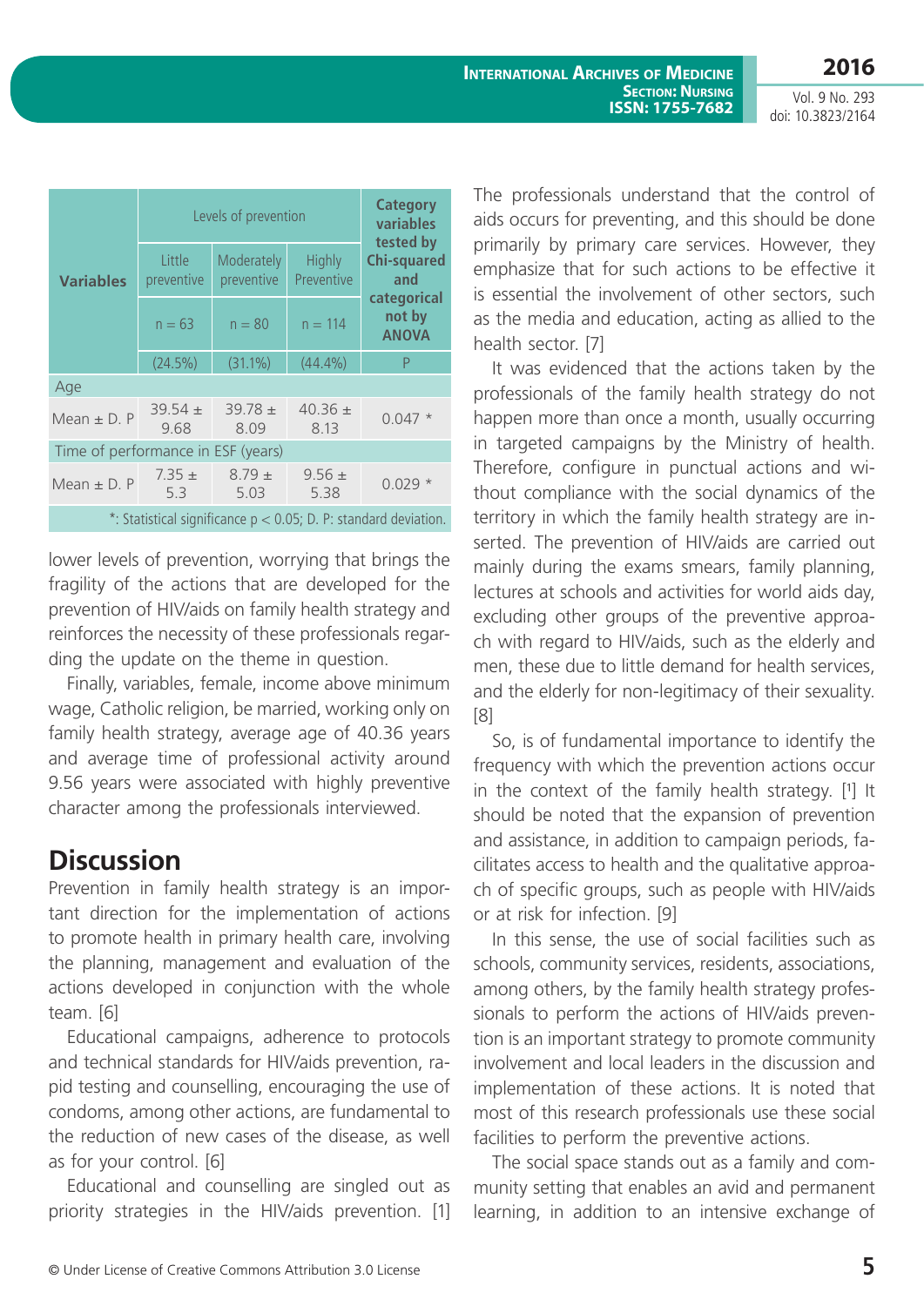| Variables | Levels of prevention | | | Category variables tested by Chi-squared and categorical not by ANOVA |
|---|---|---|---|---|
| | Little preventive | Moderately preventive | Highly Preventive | |
| | n = 63 | n = 80 | n = 114 | |
| | (24.5%) | (31.1%) | (44.4%) | P |
| Age | | | | |
| Mean ± D. P | 39.54 ± 9.68 | 39.78 ± 8.09 | 40.36 ± 8.13 | 0.047 * |
| Time of performance in ESF (years) | | | | |
| Mean ± D. P | 7.35 ± 5.3 | 8.79 ± 5.03 | 9.56 ± 5.38 | 0.029 * |

*: Statistical significance $p < 0.05$; D. P: standard deviation.

lower levels of prevention, worrying that brings the fragility of the actions that are developed for the prevention of HIV/aids on family health strategy and reinforces the necessity of these professionals regarding the update on the theme in question.

Finally, variables, female, income above minimum wage, Catholic religion, be married, working only on family health strategy, average age of 40.36 years and average time of professional activity around 9.56 years were associated with highly preventive character among the professionals interviewed.

## Discussion

Prevention in family health strategy is an important direction for the implementation of actions to promote health in primary health care, involving the planning, management and evaluation of the actions developed in conjunction with the whole team. [6]

Educational campaigns, adherence to protocols and technical standards for HIV/aids prevention, rapid testing and counselling, encouraging the use of condoms, among other actions, are fundamental to the reduction of new cases of the disease, as well as for your control. [6]

Educational and counselling are singled out as priority strategies in the HIV/aids prevention. [1] The professionals understand that the control of aids occurs for preventing, and this should be done primarily by primary care services. However, they emphasize that for such actions to be effective it is essential the involvement of other sectors, such as the media and education, acting as allied to the health sector. [7]

It was evidenced that the actions taken by the professionals of the family health strategy do not happen more than once a month, usually occurring in targeted campaigns by the Ministry of health. Therefore, configure in punctual actions and without compliance with the social dynamics of the territory in which the family health strategy are inserted. The prevention of HIV/aids are carried out mainly during the exams smears, family planning, lectures at schools and activities for world aids day, excluding other groups of the preventive approach with regard to HIV/aids, such as the elderly and men, these due to little demand for health services, and the elderly for non-legitimacy of their sexuality. [8]

So, is of fundamental importance to identify the frequency with which the prevention actions occur in the context of the family health strategy. [1] It should be noted that the expansion of prevention and assistance, in addition to campaign periods, facilitates access to health and the qualitative approach of specific groups, such as people with HIV/aids or at risk for infection. [9]

In this sense, the use of social facilities such as schools, community services, residents, associations, among others, by the family health strategy professionals to perform the actions of HIV/aids prevention is an important strategy to promote community involvement and local leaders in the discussion and implementation of these actions. It is noted that most of this research professionals use these social facilities to perform the preventive actions.

The social space stands out as a family and community setting that enables an avid and permanent learning, in addition to an intensive exchange of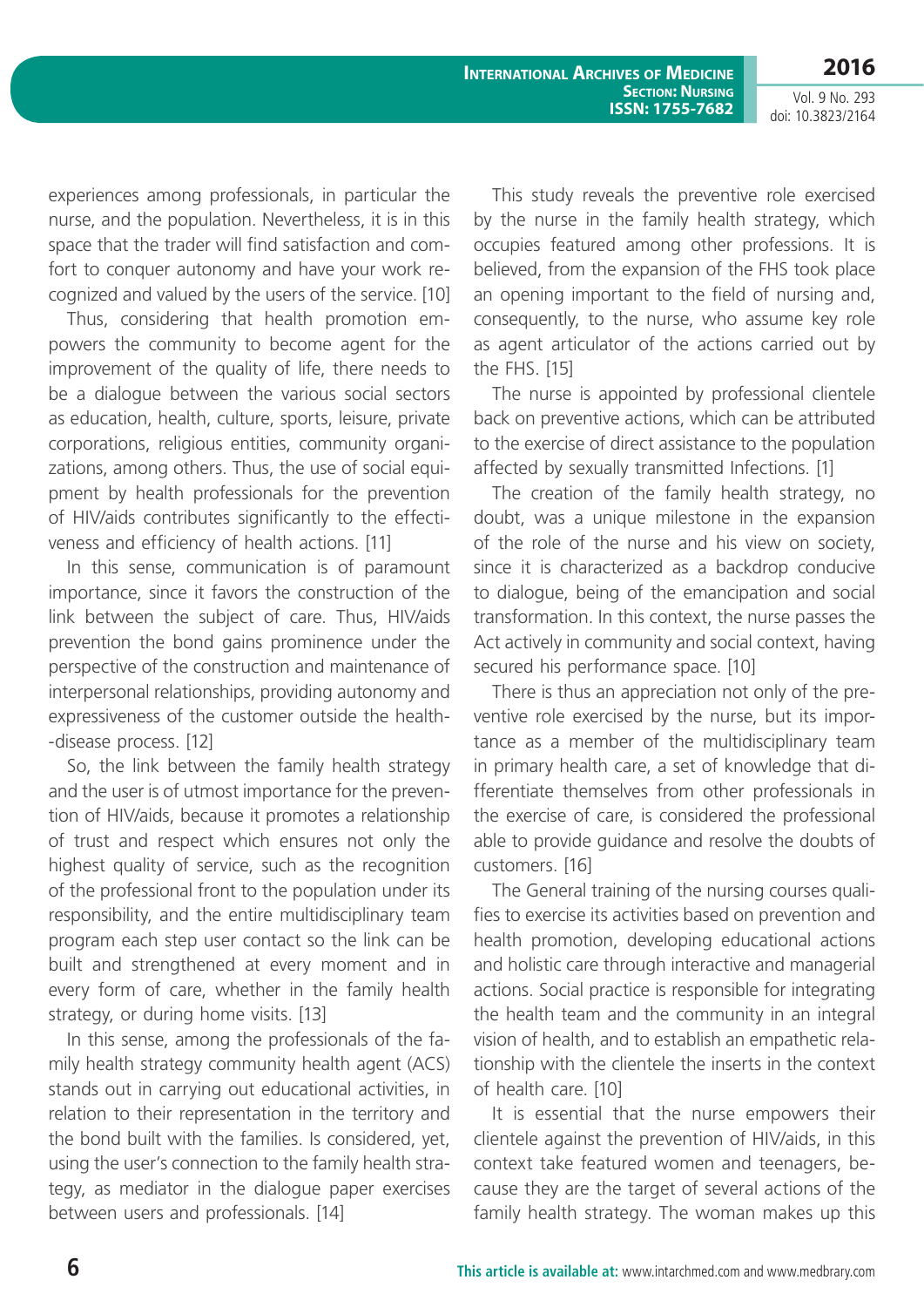experiences among professionals, in particular the nurse, and the population. Nevertheless, it is in this space that the trader will find satisfaction and comfort to conquer autonomy and have your work recognized and valued by the users of the service. [10]

Thus, considering that health promotion empowers the community to become agent for the improvement of the quality of life, there needs to be a dialogue between the various social sectors as education, health, culture, sports, leisure, private corporations, religious entities, community organizations, among others. Thus, the use of social equipment by health professionals for the prevention of HIV/aids contributes significantly to the effectiveness and efficiency of health actions. [11]

In this sense, communication is of paramount importance, since it favors the construction of the link between the subject of care. Thus, HIV/aids prevention the bond gains prominence under the perspective of the construction and maintenance of interpersonal relationships, providing autonomy and expressiveness of the customer outside the health-disease process. [12]

So, the link between the family health strategy and the user is of utmost importance for the prevention of HIV/aids, because it promotes a relationship of trust and respect which ensures not only the highest quality of service, such as the recognition of the professional front to the population under its responsibility, and the entire multidisciplinary team program each step user contact so the link can be built and strengthened at every moment and in every form of care, whether in the family health strategy, or during home visits. [13]

In this sense, among the professionals of the family health strategy community health agent (ACS) stands out in carrying out educational activities, in relation to their representation in the territory and the bond built with the families. Is considered, yet, using the user's connection to the family health strategy, as mediator in the dialogue paper exercises between users and professionals. [14]

This study reveals the preventive role exercised by the nurse in the family health strategy, which occupies featured among other professions. It is believed, from the expansion of the FHS took place an opening important to the field of nursing and, consequently, to the nurse, who assume key role as agent articulator of the actions carried out by the FHS. [15]

The nurse is appointed by professional clientele back on preventive actions, which can be attributed to the exercise of direct assistance to the population affected by sexually transmitted Infections. [1]

The creation of the family health strategy, no doubt, was a unique milestone in the expansion of the role of the nurse and his view on society, since it is characterized as a backdrop conducive to dialogue, being of the emancipation and social transformation. In this context, the nurse passes the Act actively in community and social context, having secured his performance space. [10]

There is thus an appreciation not only of the preventive role exercised by the nurse, but its importance as a member of the multidisciplinary team in primary health care, a set of knowledge that differentiate themselves from other professionals in the exercise of care, is considered the professional able to provide guidance and resolve the doubts of customers. [16]

The General training of the nursing courses qualifies to exercise its activities based on prevention and health promotion, developing educational actions and holistic care through interactive and managerial actions. Social practice is responsible for integrating the health team and the community in an integral vision of health, and to establish an empathetic relationship with the clientele the inserts in the context of health care. [10]

It is essential that the nurse empowers their clientele against the prevention of HIV/aids, in this context take featured women and teenagers, because they are the target of several actions of the family health strategy. The woman makes up this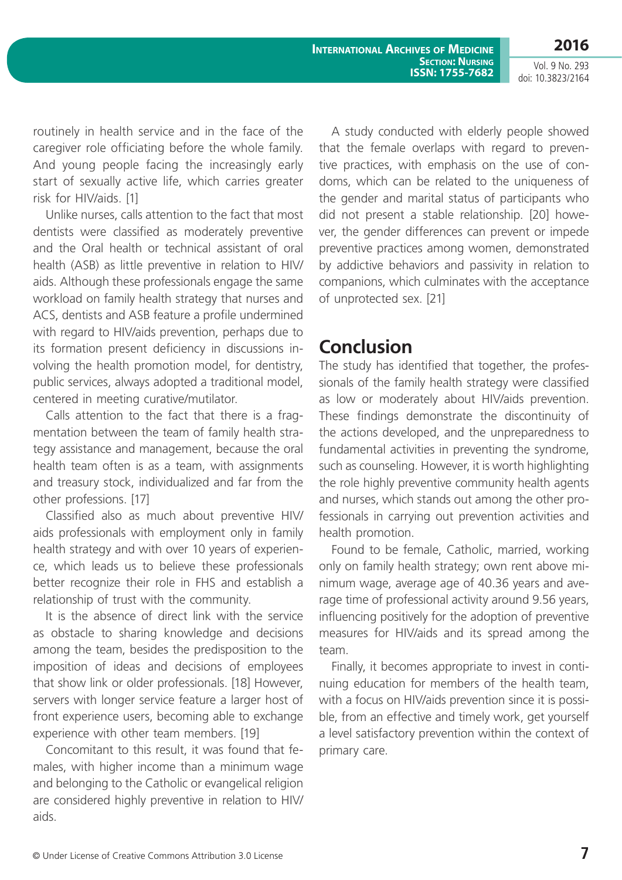routinely in health service and in the face of the caregiver role officiating before the whole family. And young people facing the increasingly early start of sexually active life, which carries greater risk for HIV/aids. [1]

Unlike nurses, calls attention to the fact that most dentists were classified as moderately preventive and the Oral health or technical assistant of oral health (ASB) as little preventive in relation to HIV/aids. Although these professionals engage the same workload on family health strategy that nurses and ACS, dentists and ASB feature a profile undermined with regard to HIV/aids prevention, perhaps due to its formation present deficiency in discussions involving the health promotion model, for dentistry, public services, always adopted a traditional model, centered in meeting curative/mutilator.

Calls attention to the fact that there is a fragmentation between the team of family health strategy assistance and management, because the oral health team often is as a team, with assignments and treasury stock, individualized and far from the other professions. [17]

Classified also as much about preventive HIV/aids professionals with employment only in family health strategy and with over 10 years of experience, which leads us to believe these professionals better recognize their role in FHS and establish a relationship of trust with the community.

It is the absence of direct link with the service as obstacle to sharing knowledge and decisions among the team, besides the predisposition to the imposition of ideas and decisions of employees that show link or older professionals. [18] However, servers with longer service feature a larger host of front experience users, becoming able to exchange experience with other team members. [19]

Concomitant to this result, it was found that females, with higher income than a minimum wage and belonging to the Catholic or evangelical religion are considered highly preventive in relation to HIV/aids.

A study conducted with elderly people showed that the female overlaps with regard to preventive practices, with emphasis on the use of condoms, which can be related to the uniqueness of the gender and marital status of participants who did not present a stable relationship. [20] however, the gender differences can prevent or impede preventive practices among women, demonstrated by addictive behaviors and passivity in relation to companions, which culminates with the acceptance of unprotected sex. [21]

## Conclusion

The study has identified that together, the professionals of the family health strategy were classified as low or moderately about HIV/aids prevention. These findings demonstrate the discontinuity of the actions developed, and the unpreparedness to fundamental activities in preventing the syndrome, such as counseling. However, it is worth highlighting the role highly preventive community health agents and nurses, which stands out among the other professionals in carrying out prevention activities and health promotion.

Found to be female, Catholic, married, working only on family health strategy; own rent above minimum wage, average age of 40.36 years and average time of professional activity around 9.56 years, influencing positively for the adoption of preventive measures for HIV/aids and its spread among the team.

Finally, it becomes appropriate to invest in continuing education for members of the health team, with a focus on HIV/aids prevention since it is possible, from an effective and timely work, get yourself a level satisfactory prevention within the context of primary care.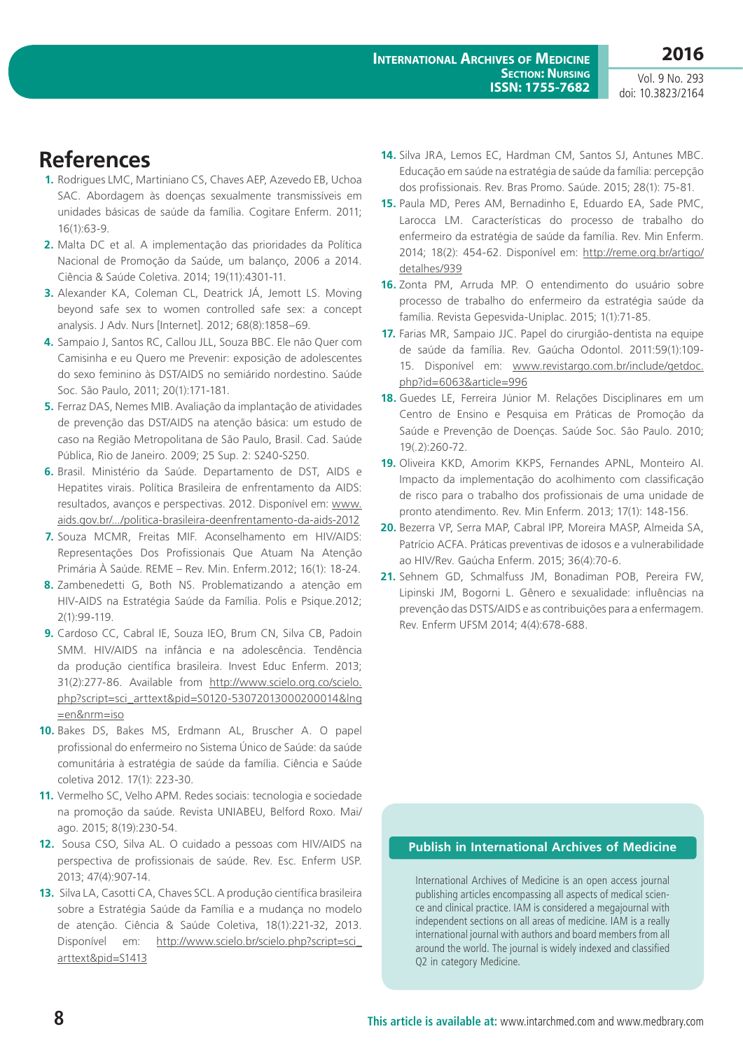# References

1. Rodrigues LMC, Martiniano CS, Chaves AEP, Azevedo EB, Uchoa SAC. Abordagem às doenças sexualmente transmissíveis em unidades básicas de saúde da família. Cogitare Enferm. 2011; 16(1):63-9.
2. Malta DC et al. A implementação das prioridades da Política Nacional de Promoção da Saúde, um balanço, 2006 a 2014. Ciência & Saúde Coletiva. 2014; 19(11):4301-11.
3. Alexander KA, Coleman CL, Deatrick JÁ, Jemott LS. Moving beyond safe sex to women controlled safe sex: a concept analysis. J Adv. Nurs [Internet]. 2012; 68(8):1858–69.
4. Sampaio J, Santos RC, Callou JLL, Souza BBC. Ele não Quer com Camisinha e eu Quero me Prevenir: exposição de adolescentes do sexo feminino às DST/AIDS no semiárido nordestino. Saúde Soc. São Paulo, 2011; 20(1):171-181.
5. Ferraz DAS, Nemes MIB. Avaliação da implantação de atividades de prevenção das DST/AIDS na atenção básica: um estudo de caso na Região Metropolitana de São Paulo, Brasil. Cad. Saúde Pública, Rio de Janeiro. 2009; 25 Sup. 2: S240-S250.
6. Brasil. Ministério da Saúde. Departamento de DST, AIDS e Hepatites virais. Política Brasileira de enfrentamento da AIDS: resultados, avanços e perspectivas. 2012. Disponível em: www.aids.gov.br/.../politica-brasileira-deenfrentamento-da-aids-2012
7. Souza MCMR, Freitas MIF. Aconselhamento em HIV/AIDS: Representações Dos Profissionais Que Atuam Na Atenção Primária À Saúde. REME – Rev. Min. Enferm.2012; 16(1): 18-24.
8. Zambenedetti G, Both NS. Problematizando a atenção em HIV-AIDS na Estratégia Saúde da Família. Polis e Psique.2012; 2(1):99-119.
9. Cardoso CC, Cabral IE, Souza IEO, Brum CN, Silva CB, Padoin SMM. HIV/AIDS na infância e na adolescência. Tendência da produção científica brasileira. Invest Educ Enferm. 2013; 31(2):277-86. Available from http://www.scielo.org.co/scielo.php?script=sci_arttext&pid=S0120-53072013000200014&lng=en&nrm=iso
10. Bakes DS, Bakes MS, Erdmann AL, Bruscher A. O papel profissional do enfermeiro no Sistema Único de Saúde: da saúde comunitária à estratégia de saúde da família. Ciência e Saúde coletiva 2012. 17(1): 223-30.
11. Vermelho SC, Velho APM. Redes sociais: tecnologia e sociedade na promoção da saúde. Revista UNIABEU, Belford Roxo. Mai/ago. 2015; 8(19):230-54.
12. Sousa CSO, Silva AL. O cuidado a pessoas com HIV/AIDS na perspectiva de profissionais de saúde. Rev. Esc. Enferm USP. 2013; 47(4):907-14.
13. Silva LA, Casotti CA, Chaves SCL. A produção científica brasileira sobre a Estratégia Saúde da Família e a mudança no modelo de atenção. Ciência & Saúde Coletiva, 18(1):221-32, 2013. Disponível em: http://www.scielo.br/scielo.php?script=sci_arttext&pid=S1413
14. Silva JRA, Lemos EC, Hardman CM, Santos SJ, Antunes MBC. Educação em saúde na estratégia de saúde da família: percepção dos profissionais. Rev. Bras Promo. Saúde. 2015; 28(1): 75-81.
15. Paula MD, Peres AM, Bernadinho E, Eduardo EA, Sade PMC, Larocca LM. Características do processo de trabalho do enfermeiro da estratégia de saúde da família. Rev. Min Enferm. 2014; 18(2): 454-62. Disponível em: http://reme.org.br/artigo/detalhes/939
16. Zonta PM, Arruda MP. O entendimento do usuário sobre processo de trabalho do enfermeiro da estratégia saúde da família. Revista Gepesvida-Uniplac. 2015; 1(1):71-85.
17. Farias MR, Sampaio JJC. Papel do cirurgião-dentista na equipe de saúde da família. Rev. Gaúcha Odontol. 2011:59(1):109-15. Disponível em: www.revistargo.com.br/include/getdoc.php?id=6063&article=996
18. Guedes LE, Ferreira Júnior M. Relações Disciplinares em um Centro de Ensino e Pesquisa em Práticas de Promoção da Saúde e Prevenção de Doenças. Saúde Soc. São Paulo. 2010; 19(.2):260-72.
19. Oliveira KKD, Amorim KKPS, Fernandes APNL, Monteiro AI. Impacto da implementação do acolhimento com classificação de risco para o trabalho dos profissionais de uma unidade de pronto atendimento. Rev. Min Enferm. 2013; 17(1): 148-156.
20. Bezerra VP, Serra MAP, Cabral IPP, Moreira MASP, Almeida SA, Patrício ACFA. Práticas preventivas de idosos e a vulnerabilidade ao HIV/Rev. Gaúcha Enferm. 2015; 36(4):70-6.
21. Sehnem GD, Schmalfuss JM, Bonadiman POB, Pereira FW, Lipinski JM, Bogorni L. Gênero e sexualidade: influências na prevenção das DSTS/AIDS e as contribuições para a enfermagem. Rev. Enferm UFSM 2014; 4(4):678-688.

**Publish in International Archives of Medicine**

International Archives of Medicine is an open access journal publishing articles encompassing all aspects of medical science and clinical practice. IAM is considered a megajournal with independent sections on all areas of medicine. IAM is a really international journal with authors and board members from all around the world. The journal is widely indexed and classified Q2 in category Medicine.